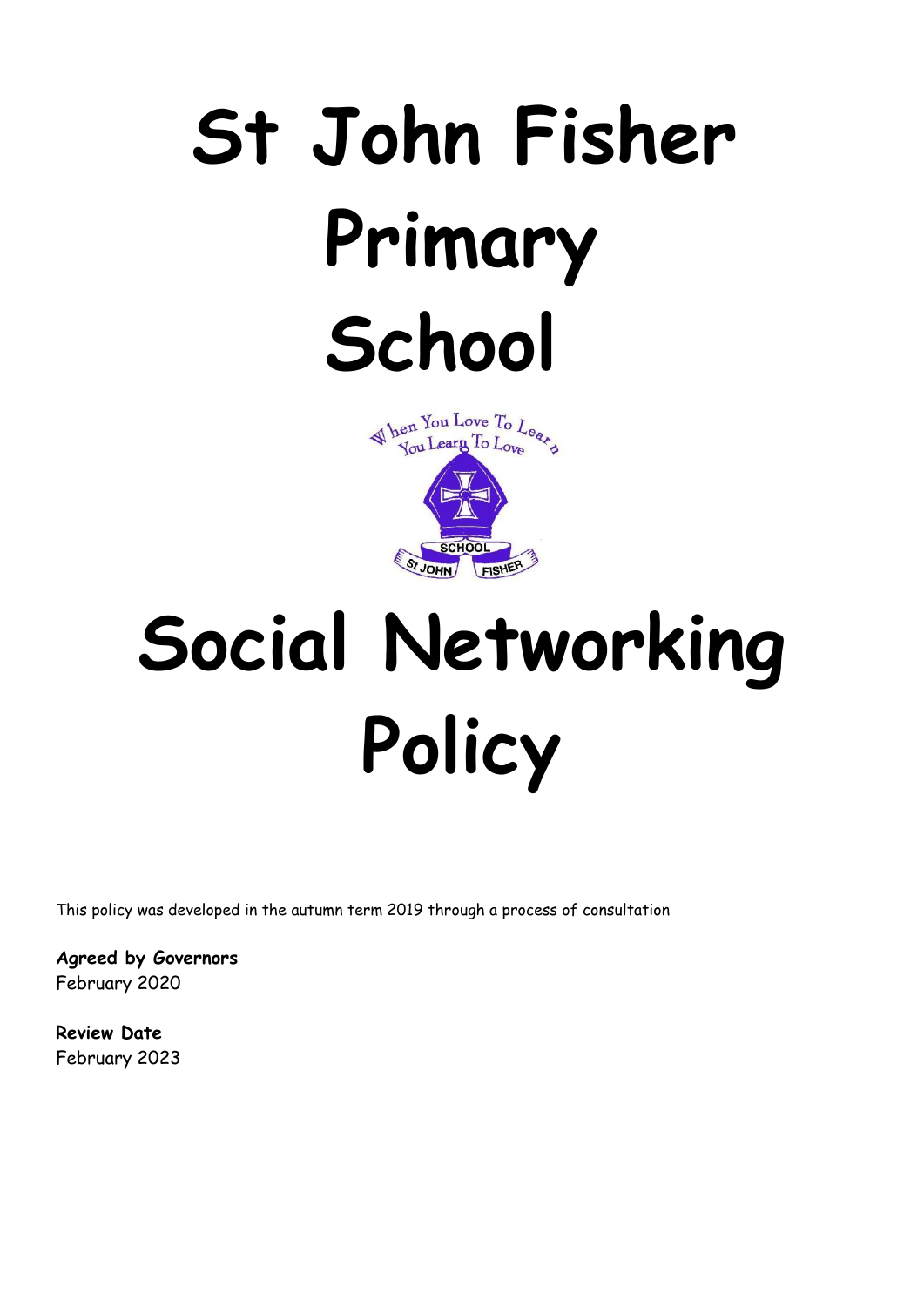# St John Fisher Primary School

# Social Networking Policy

This policy was developed in the autumn term 2019 through a process of consultation

**Agreed by Governors**
February 2020

**Review Date**
February 2023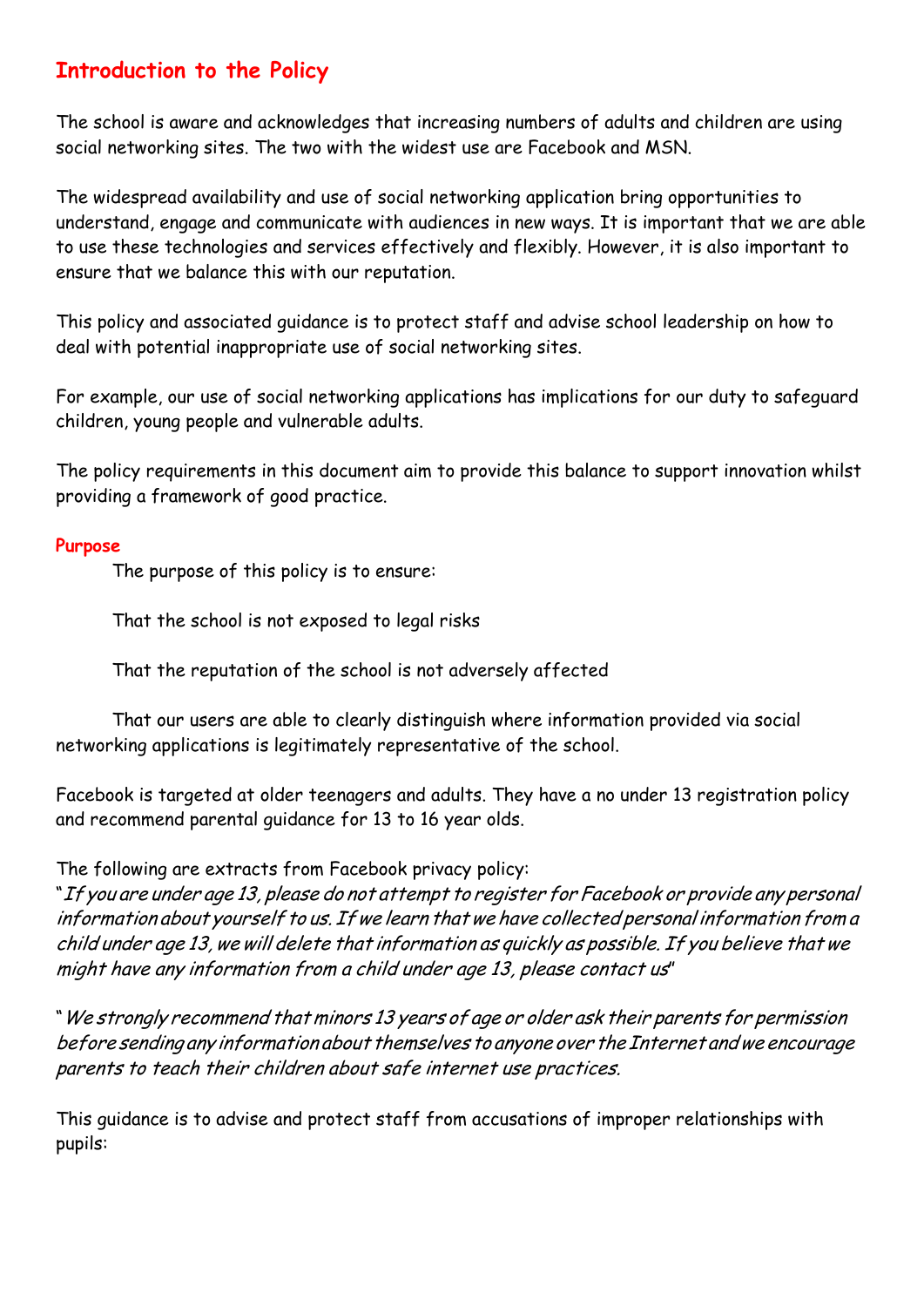## Introduction to the Policy

The school is aware and acknowledges that increasing numbers of adults and children are using social networking sites. The two with the widest use are Facebook and MSN.

The widespread availability and use of social networking application bring opportunities to understand, engage and communicate with audiences in new ways. It is important that we are able to use these technologies and services effectively and flexibly. However, it is also important to ensure that we balance this with our reputation.

This policy and associated guidance is to protect staff and advise school leadership on how to deal with potential inappropriate use of social networking sites.

For example, our use of social networking applications has implications for our duty to safeguard children, young people and vulnerable adults.

The policy requirements in this document aim to provide this balance to support innovation whilst providing a framework of good practice.

### Purpose

The purpose of this policy is to ensure:

That the school is not exposed to legal risks

That the reputation of the school is not adversely affected

That our users are able to clearly distinguish where information provided via social networking applications is legitimately representative of the school.

Facebook is targeted at older teenagers and adults. They have a no under 13 registration policy and recommend parental guidance for 13 to 16 year olds.

The following are extracts from Facebook privacy policy:

"*If you are under age 13, please do not attempt to register for Facebook or provide any personal information about yourself to us. If we learn that we have collected personal information from a child under age 13, we will delete that information as quickly as possible. If you believe that we might have any information from a child under age 13, please contact us*"

"*We strongly recommend that minors 13 years of age or older ask their parents for permission before sending any information about themselves to anyone over the Internet and we encourage parents to teach their children about safe internet use practices.*

This guidance is to advise and protect staff from accusations of improper relationships with pupils: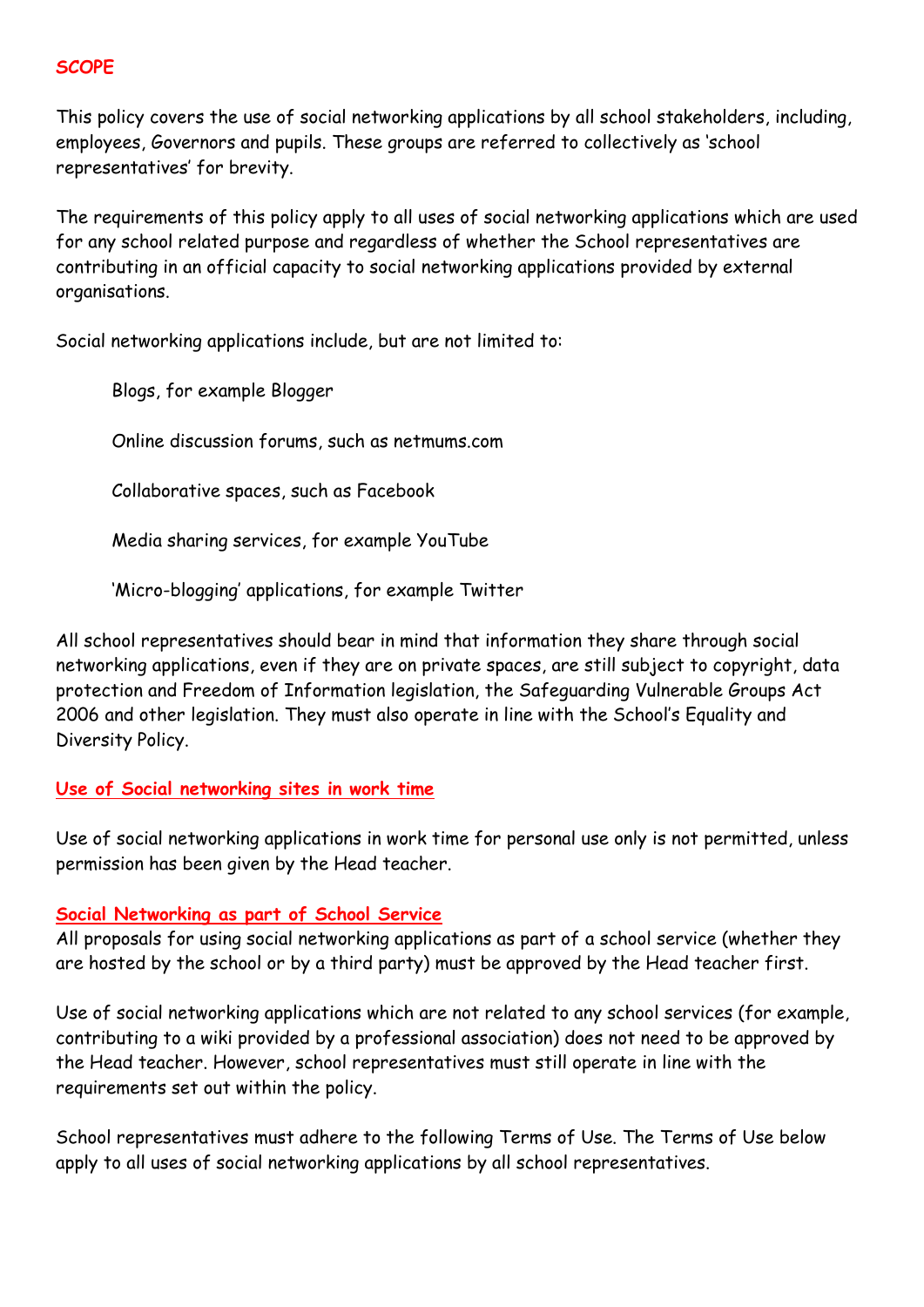## SCOPE

This policy covers the use of social networking applications by all school stakeholders, including, employees, Governors and pupils. These groups are referred to collectively as 'school representatives' for brevity.

The requirements of this policy apply to all uses of social networking applications which are used for any school related purpose and regardless of whether the School representatives are contributing in an official capacity to social networking applications provided by external organisations.

Social networking applications include, but are not limited to:

- Blogs, for example Blogger
- Online discussion forums, such as netmums.com
- Collaborative spaces, such as Facebook
- Media sharing services, for example YouTube
- 'Micro-blogging' applications, for example Twitter

All school representatives should bear in mind that information they share through social networking applications, even if they are on private spaces, are still subject to copyright, data protection and Freedom of Information legislation, the Safeguarding Vulnerable Groups Act 2006 and other legislation. They must also operate in line with the School's Equality and Diversity Policy.

### Use of Social networking sites in work time

Use of social networking applications in work time for personal use only is not permitted, unless permission has been given by the Head teacher.

### Social Networking as part of School Service

All proposals for using social networking applications as part of a school service (whether they are hosted by the school or by a third party) must be approved by the Head teacher first.

Use of social networking applications which are not related to any school services (for example, contributing to a wiki provided by a professional association) does not need to be approved by the Head teacher. However, school representatives must still operate in line with the requirements set out within the policy.

School representatives must adhere to the following Terms of Use. The Terms of Use below apply to all uses of social networking applications by all school representatives.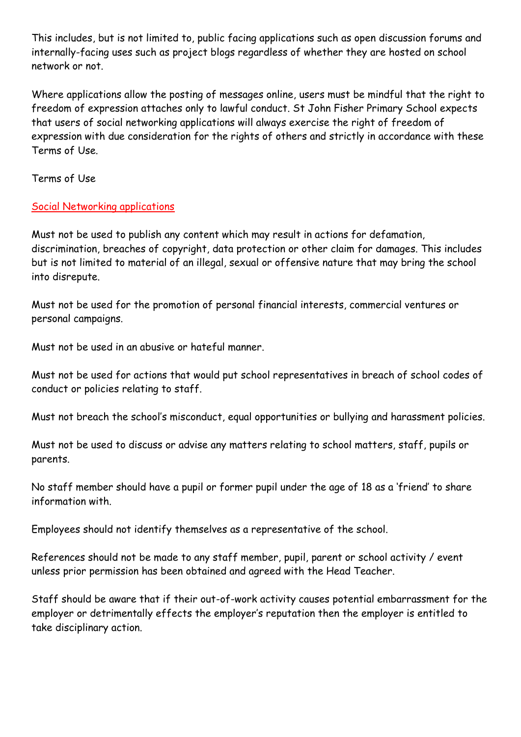This includes, but is not limited to, public facing applications such as open discussion forums and internally-facing uses such as project blogs regardless of whether they are hosted on school network or not.

Where applications allow the posting of messages online, users must be mindful that the right to freedom of expression attaches only to lawful conduct. St John Fisher Primary School expects that users of social networking applications will always exercise the right of freedom of expression with due consideration for the rights of others and strictly in accordance with these Terms of Use.

Terms of Use

## Social Networking applications

Must not be used to publish any content which may result in actions for defamation, discrimination, breaches of copyright, data protection or other claim for damages. This includes but is not limited to material of an illegal, sexual or offensive nature that may bring the school into disrepute.

Must not be used for the promotion of personal financial interests, commercial ventures or personal campaigns.

Must not be used in an abusive or hateful manner.

Must not be used for actions that would put school representatives in breach of school codes of conduct or policies relating to staff.

Must not breach the school's misconduct, equal opportunities or bullying and harassment policies.

Must not be used to discuss or advise any matters relating to school matters, staff, pupils or parents.

No staff member should have a pupil or former pupil under the age of 18 as a 'friend' to share information with.

Employees should not identify themselves as a representative of the school.

References should not be made to any staff member, pupil, parent or school activity / event unless prior permission has been obtained and agreed with the Head Teacher.

Staff should be aware that if their out-of-work activity causes potential embarrassment for the employer or detrimentally effects the employer's reputation then the employer is entitled to take disciplinary action.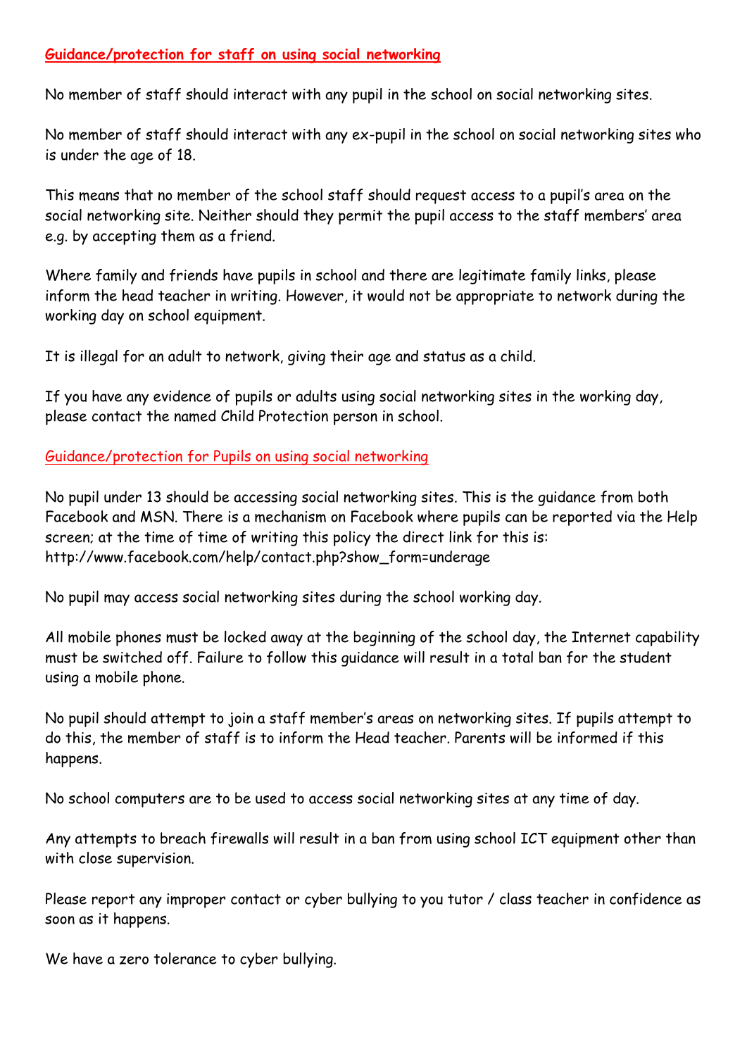## Guidance/protection for staff on using social networking

No member of staff should interact with any pupil in the school on social networking sites.

No member of staff should interact with any ex-pupil in the school on social networking sites who is under the age of 18.

This means that no member of the school staff should request access to a pupil's area on the social networking site. Neither should they permit the pupil access to the staff members' area e.g. by accepting them as a friend.

Where family and friends have pupils in school and there are legitimate family links, please inform the head teacher in writing. However, it would not be appropriate to network during the working day on school equipment.

It is illegal for an adult to network, giving their age and status as a child.

If you have any evidence of pupils or adults using social networking sites in the working day, please contact the named Child Protection person in school.

## Guidance/protection for Pupils on using social networking

No pupil under 13 should be accessing social networking sites. This is the guidance from both Facebook and MSN. There is a mechanism on Facebook where pupils can be reported via the Help screen; at the time of time of writing this policy the direct link for this is: http://www.facebook.com/help/contact.php?show_form=underage

No pupil may access social networking sites during the school working day.

All mobile phones must be locked away at the beginning of the school day, the Internet capability must be switched off. Failure to follow this guidance will result in a total ban for the student using a mobile phone.

No pupil should attempt to join a staff member's areas on networking sites. If pupils attempt to do this, the member of staff is to inform the Head teacher. Parents will be informed if this happens.

No school computers are to be used to access social networking sites at any time of day.

Any attempts to breach firewalls will result in a ban from using school ICT equipment other than with close supervision.

Please report any improper contact or cyber bullying to you tutor / class teacher in confidence as soon as it happens.

We have a zero tolerance to cyber bullying.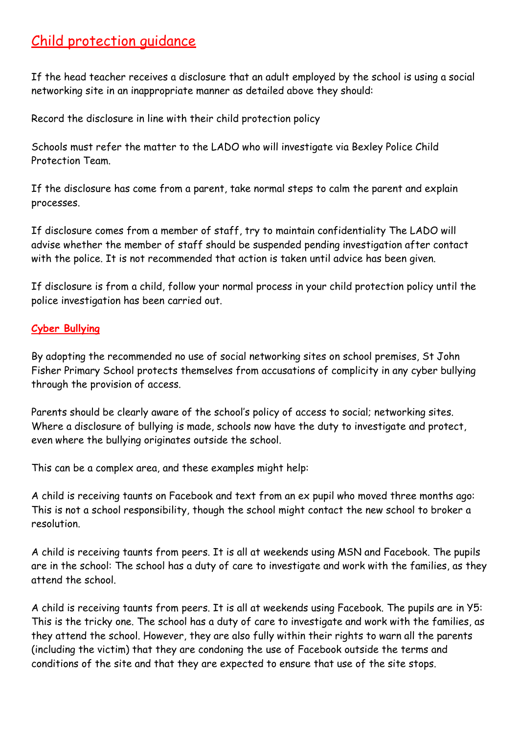## Child protection guidance

If the head teacher receives a disclosure that an adult employed by the school is using a social networking site in an inappropriate manner as detailed above they should:

Record the disclosure in line with their child protection policy

Schools must refer the matter to the LADO who will investigate via Bexley Police Child Protection Team.

If the disclosure has come from a parent, take normal steps to calm the parent and explain processes.

If disclosure comes from a member of staff, try to maintain confidentiality The LADO will advise whether the member of staff should be suspended pending investigation after contact with the police. It is not recommended that action is taken until advice has been given.

If disclosure is from a child, follow your normal process in your child protection policy until the police investigation has been carried out.

### Cyber Bullying

By adopting the recommended no use of social networking sites on school premises, St John Fisher Primary School protects themselves from accusations of complicity in any cyber bullying through the provision of access.

Parents should be clearly aware of the school's policy of access to social; networking sites. Where a disclosure of bullying is made, schools now have the duty to investigate and protect, even where the bullying originates outside the school.

This can be a complex area, and these examples might help:

A child is receiving taunts on Facebook and text from an ex pupil who moved three months ago: This is not a school responsibility, though the school might contact the new school to broker a resolution.

A child is receiving taunts from peers. It is all at weekends using MSN and Facebook. The pupils are in the school: The school has a duty of care to investigate and work with the families, as they attend the school.

A child is receiving taunts from peers. It is all at weekends using Facebook. The pupils are in Y5: This is the tricky one. The school has a duty of care to investigate and work with the families, as they attend the school. However, they are also fully within their rights to warn all the parents (including the victim) that they are condoning the use of Facebook outside the terms and conditions of the site and that they are expected to ensure that use of the site stops.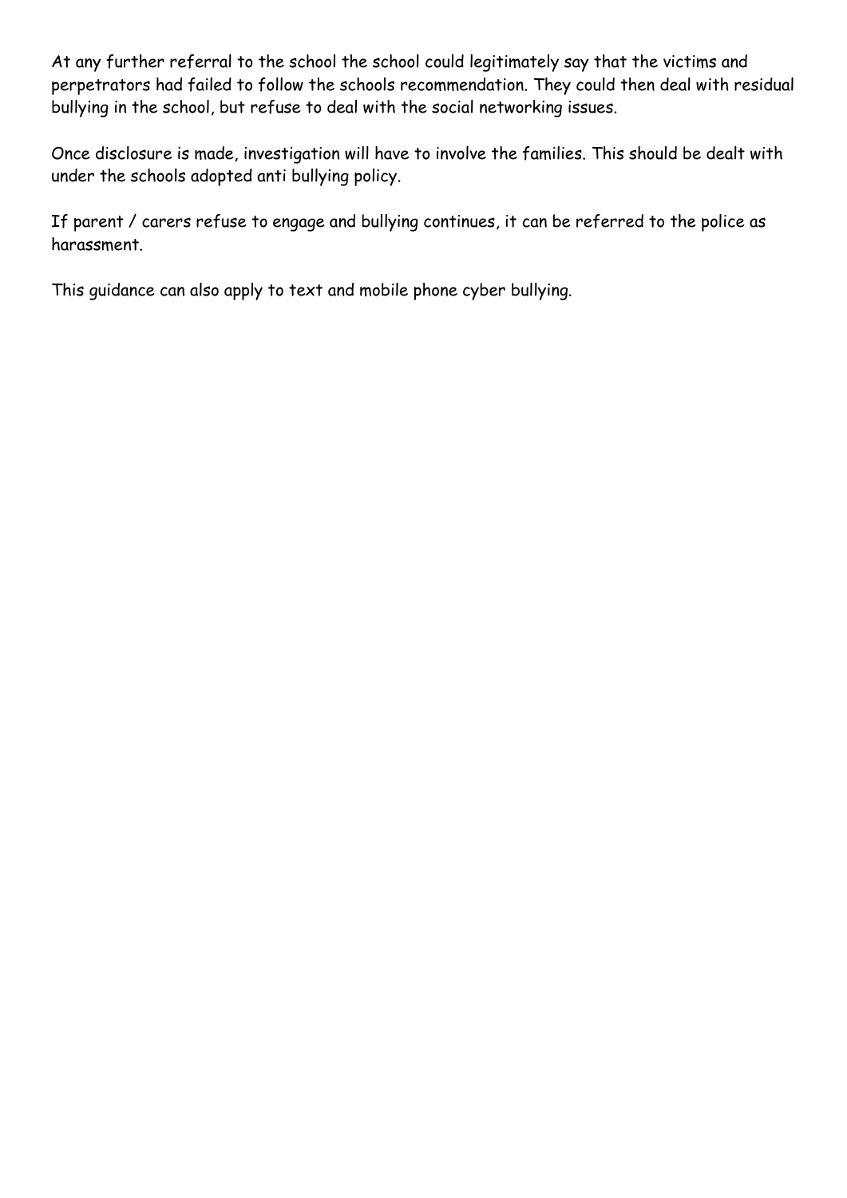At any further referral to the school the school could legitimately say that the victims and perpetrators had failed to follow the schools recommendation. They could then deal with residual bullying in the school, but refuse to deal with the social networking issues.

Once disclosure is made, investigation will have to involve the families. This should be dealt with under the schools adopted anti bullying policy.

If parent / carers refuse to engage and bullying continues, it can be referred to the police as harassment.

This guidance can also apply to text and mobile phone cyber bullying.